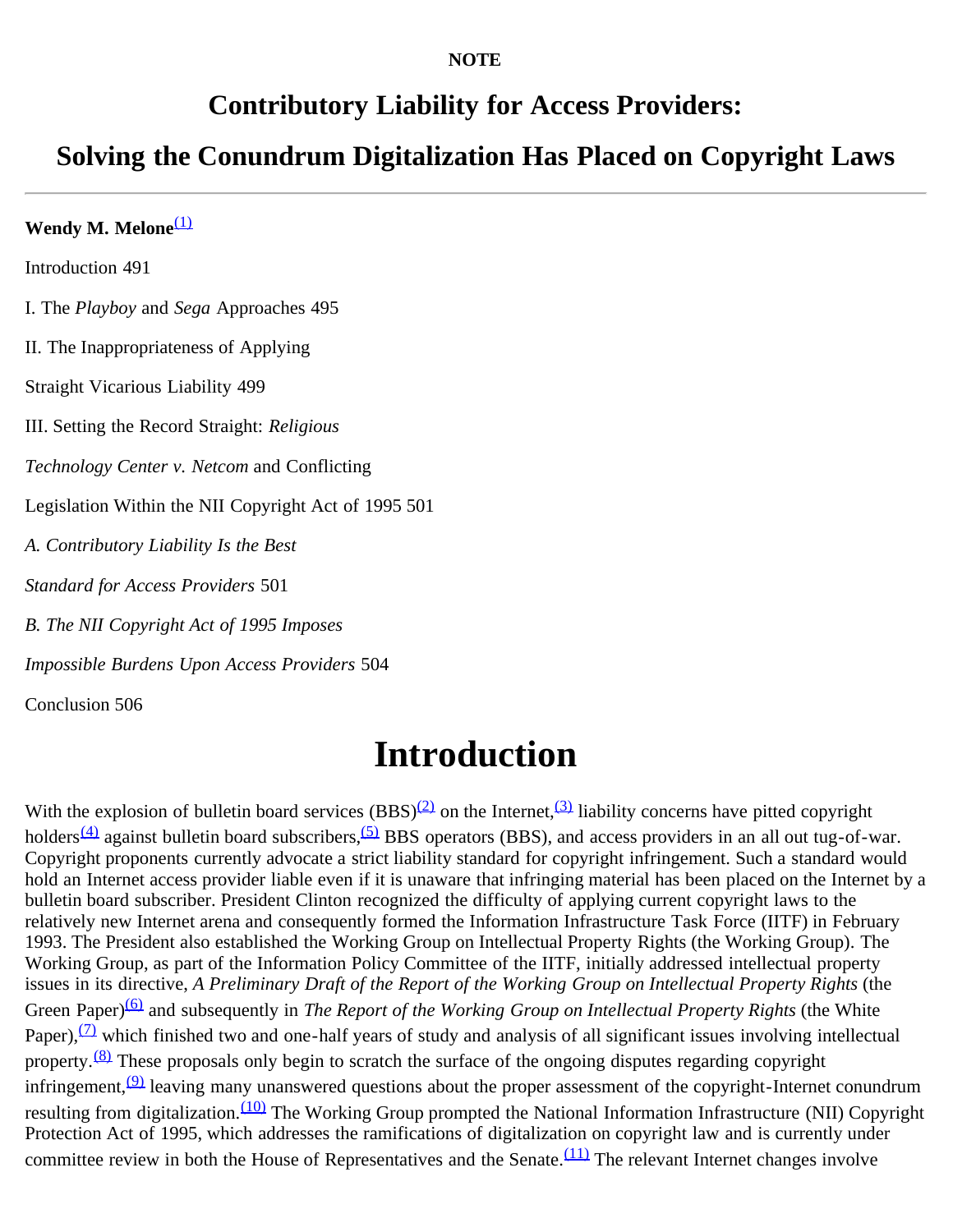**NOTE**

# Contributory Liability for Access Providers:

# Solving the Conundrum Digitalization Has Placed on Copyright Laws

---

**Wendy M. Melone**[(1)]

Introduction 491

I. The *Playboy* and *Sega* Approaches 495

II. The Inappropriateness of Applying

Straight Vicarious Liability 499

III. Setting the Record Straight: *Religious*

*Technology Center v. Netcom* and Conflicting

Legislation Within the NII Copyright Act of 1995 501

*A. Contributory Liability Is the Best*

*Standard for Access Providers* 501

*B. The NII Copyright Act of 1995 Imposes*

*Impossible Burdens Upon Access Providers* 504

Conclusion 506

# Introduction

With the explosion of bulletin board services (BBS)[(2)] on the Internet,[(3)] liability concerns have pitted copyright holders[(4)] against bulletin board subscribers,[(5)] BBS operators (BBS), and access providers in an all out tug-of-war. Copyright proponents currently advocate a strict liability standard for copyright infringement. Such a standard would hold an Internet access provider liable even if it is unaware that infringing material has been placed on the Internet by a bulletin board subscriber. President Clinton recognized the difficulty of applying current copyright laws to the relatively new Internet arena and consequently formed the Information Infrastructure Task Force (IITF) in February 1993. The President also established the Working Group on Intellectual Property Rights (the Working Group). The Working Group, as part of the Information Policy Committee of the IITF, initially addressed intellectual property issues in its directive, *A Preliminary Draft of the Report of the Working Group on Intellectual Property Rights* (the Green Paper)[(6)] and subsequently in *The Report of the Working Group on Intellectual Property Rights* (the White Paper),[(7)] which finished two and one-half years of study and analysis of all significant issues involving intellectual property.[(8)] These proposals only begin to scratch the surface of the ongoing disputes regarding copyright infringement,[(9)] leaving many unanswered questions about the proper assessment of the copyright-Internet conundrum resulting from digitalization.[(10)] The Working Group prompted the National Information Infrastructure (NII) Copyright Protection Act of 1995, which addresses the ramifications of digitalization on copyright law and is currently under committee review in both the House of Representatives and the Senate.[(11)] The relevant Internet changes involve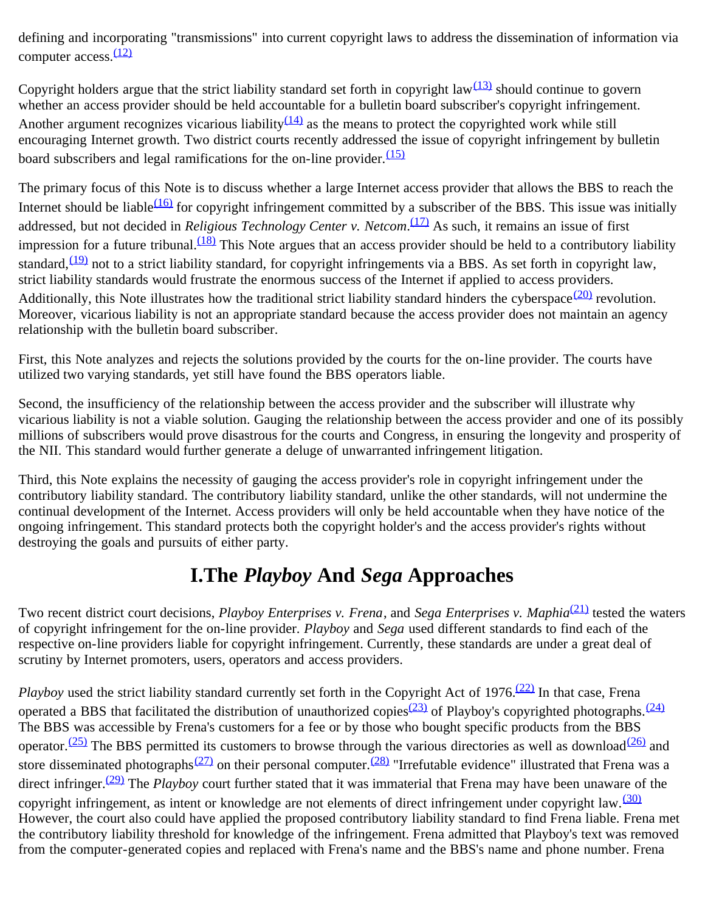defining and incorporating "transmissions" into current copyright laws to address the dissemination of information via computer access.[(12)]

Copyright holders argue that the strict liability standard set forth in copyright law[(13)] should continue to govern whether an access provider should be held accountable for a bulletin board subscriber's copyright infringement. Another argument recognizes vicarious liability[(14)] as the means to protect the copyrighted work while still encouraging Internet growth. Two district courts recently addressed the issue of copyright infringement by bulletin board subscribers and legal ramifications for the on-line provider.[(15)]

The primary focus of this Note is to discuss whether a large Internet access provider that allows the BBS to reach the Internet should be liable[(16)] for copyright infringement committed by a subscriber of the BBS. This issue was initially addressed, but not decided in *Religious Technology Center v. Netcom*.[(17)] As such, it remains an issue of first impression for a future tribunal.[(18)] This Note argues that an access provider should be held to a contributory liability standard,[(19)] not to a strict liability standard, for copyright infringements via a BBS. As set forth in copyright law, strict liability standards would frustrate the enormous success of the Internet if applied to access providers. Additionally, this Note illustrates how the traditional strict liability standard hinders the cyberspace[(20)] revolution. Moreover, vicarious liability is not an appropriate standard because the access provider does not maintain an agency relationship with the bulletin board subscriber.

First, this Note analyzes and rejects the solutions provided by the courts for the on-line provider. The courts have utilized two varying standards, yet still have found the BBS operators liable.

Second, the insufficiency of the relationship between the access provider and the subscriber will illustrate why vicarious liability is not a viable solution. Gauging the relationship between the access provider and one of its possibly millions of subscribers would prove disastrous for the courts and Congress, in ensuring the longevity and prosperity of the NII. This standard would further generate a deluge of unwarranted infringement litigation.

Third, this Note explains the necessity of gauging the access provider's role in copyright infringement under the contributory liability standard. The contributory liability standard, unlike the other standards, will not undermine the continual development of the Internet. Access providers will only be held accountable when they have notice of the ongoing infringement. This standard protects both the copyright holder's and the access provider's rights without destroying the goals and pursuits of either party.

# I.The *Playboy* And *Sega* Approaches

Two recent district court decisions, *Playboy Enterprises v. Frena*, and *Sega Enterprises v. Maphia*[(21)] tested the waters of copyright infringement for the on-line provider. *Playboy* and *Sega* used different standards to find each of the respective on-line providers liable for copyright infringement. Currently, these standards are under a great deal of scrutiny by Internet promoters, users, operators and access providers.

*Playboy* used the strict liability standard currently set forth in the Copyright Act of 1976.[(22)] In that case, Frena operated a BBS that facilitated the distribution of unauthorized copies[(23)] of Playboy's copyrighted photographs.[(24)] The BBS was accessible by Frena's customers for a fee or by those who bought specific products from the BBS operator.[(25)] The BBS permitted its customers to browse through the various directories as well as download[(26)] and store disseminated photographs[(27)] on their personal computer.[(28)] "Irrefutable evidence" illustrated that Frena was a direct infringer.[(29)] The *Playboy* court further stated that it was immaterial that Frena may have been unaware of the copyright infringement, as intent or knowledge are not elements of direct infringement under copyright law.[(30)] However, the court also could have applied the proposed contributory liability standard to find Frena liable. Frena met the contributory liability threshold for knowledge of the infringement. Frena admitted that Playboy's text was removed from the computer-generated copies and replaced with Frena's name and the BBS's name and phone number. Frena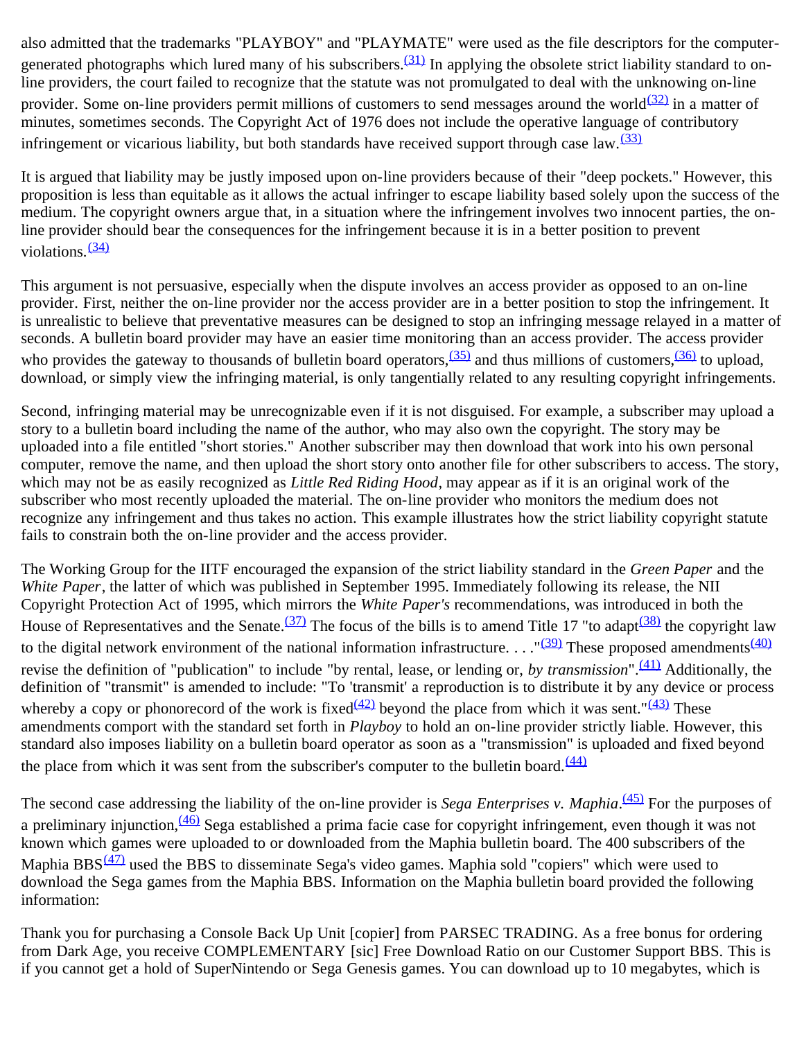also admitted that the trademarks "PLAYBOY" and "PLAYMATE" were used as the file descriptors for the computer-generated photographs which lured many of his subscribers.[(31)] In applying the obsolete strict liability standard to on-line providers, the court failed to recognize that the statute was not promulgated to deal with the unknowing on-line provider. Some on-line providers permit millions of customers to send messages around the world[(32)] in a matter of minutes, sometimes seconds. The Copyright Act of 1976 does not include the operative language of contributory infringement or vicarious liability, but both standards have received support through case law.[(33)]

It is argued that liability may be justly imposed upon on-line providers because of their "deep pockets." However, this proposition is less than equitable as it allows the actual infringer to escape liability based solely upon the success of the medium. The copyright owners argue that, in a situation where the infringement involves two innocent parties, the on-line provider should bear the consequences for the infringement because it is in a better position to prevent violations.[(34)]

This argument is not persuasive, especially when the dispute involves an access provider as opposed to an on-line provider. First, neither the on-line provider nor the access provider are in a better position to stop the infringement. It is unrealistic to believe that preventative measures can be designed to stop an infringing message relayed in a matter of seconds. A bulletin board provider may have an easier time monitoring than an access provider. The access provider who provides the gateway to thousands of bulletin board operators,[(35)] and thus millions of customers,[(36)] to upload, download, or simply view the infringing material, is only tangentially related to any resulting copyright infringements.

Second, infringing material may be unrecognizable even if it is not disguised. For example, a subscriber may upload a story to a bulletin board including the name of the author, who may also own the copyright. The story may be uploaded into a file entitled "short stories." Another subscriber may then download that work into his own personal computer, remove the name, and then upload the short story onto another file for other subscribers to access. The story, which may not be as easily recognized as *Little Red Riding Hood*, may appear as if it is an original work of the subscriber who most recently uploaded the material. The on-line provider who monitors the medium does not recognize any infringement and thus takes no action. This example illustrates how the strict liability copyright statute fails to constrain both the on-line provider and the access provider.

The Working Group for the IITF encouraged the expansion of the strict liability standard in the *Green Paper* and the *White Paper*, the latter of which was published in September 1995. Immediately following its release, the NII Copyright Protection Act of 1995, which mirrors the *White Paper's* recommendations, was introduced in both the House of Representatives and the Senate.[(37)] The focus of the bills is to amend Title 17 "to adapt[(38)] the copyright law to the digital network environment of the national information infrastructure. . . ."[(39)] These proposed amendments[(40)] revise the definition of "publication" to include "by rental, lease, or lending or, *by transmission*".[(41)] Additionally, the definition of "transmit" is amended to include: "To 'transmit' a reproduction is to distribute it by any device or process whereby a copy or phonorecord of the work is fixed[(42)] beyond the place from which it was sent."[(43)] These amendments comport with the standard set forth in *Playboy* to hold an on-line provider strictly liable. However, this standard also imposes liability on a bulletin board operator as soon as a "transmission" is uploaded and fixed beyond the place from which it was sent from the subscriber's computer to the bulletin board.[(44)]

The second case addressing the liability of the on-line provider is *Sega Enterprises v. Maphia*.[(45)] For the purposes of a preliminary injunction,[(46)] Sega established a prima facie case for copyright infringement, even though it was not known which games were uploaded to or downloaded from the Maphia bulletin board. The 400 subscribers of the Maphia BBS[(47)] used the BBS to disseminate Sega's video games. Maphia sold "copiers" which were used to download the Sega games from the Maphia BBS. Information on the Maphia bulletin board provided the following information:

Thank you for purchasing a Console Back Up Unit [copier] from PARSEC TRADING. As a free bonus for ordering from Dark Age, you receive COMPLEMENTARY [sic] Free Download Ratio on our Customer Support BBS. This is if you cannot get a hold of SuperNintendo or Sega Genesis games. You can download up to 10 megabytes, which is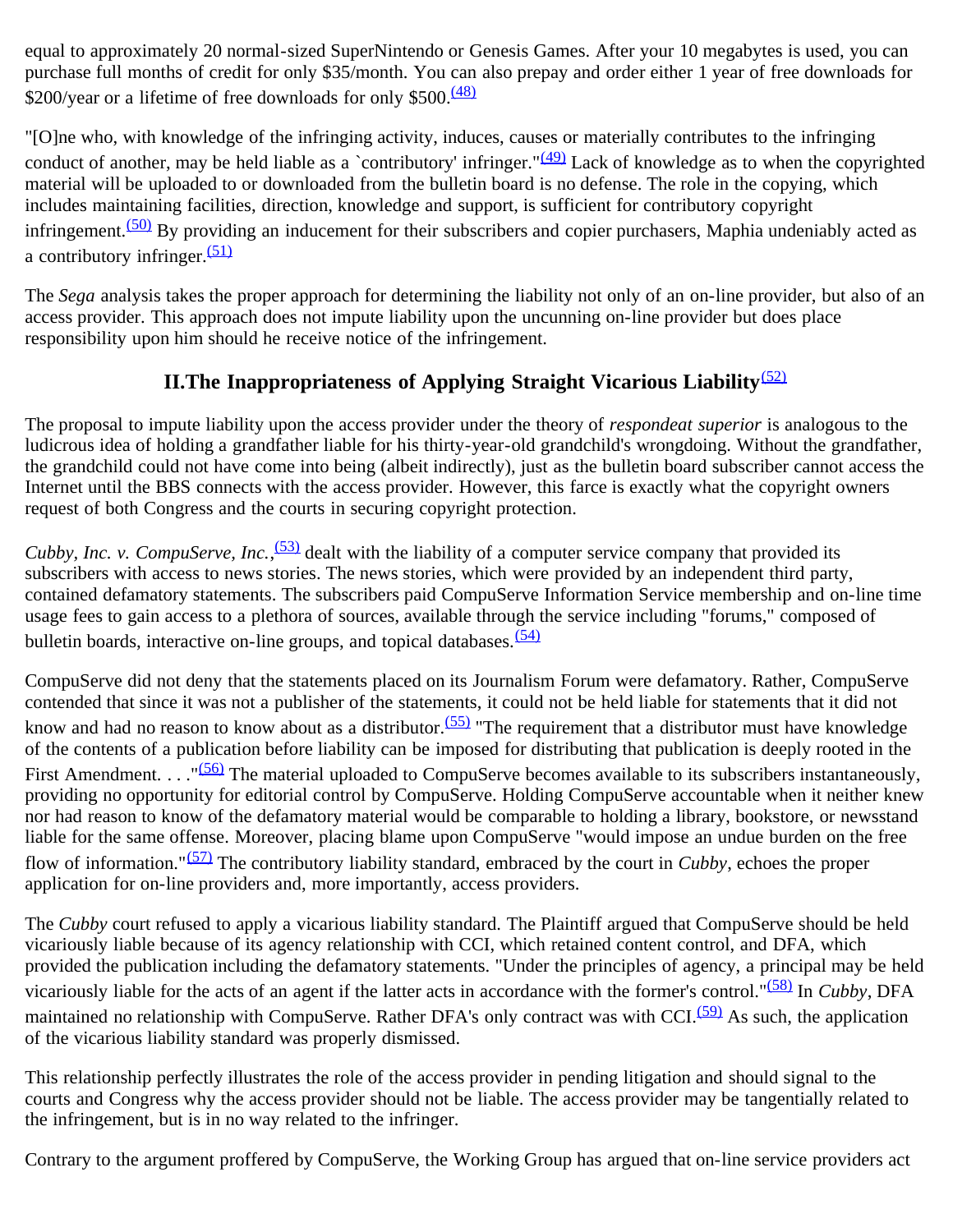equal to approximately 20 normal-sized SuperNintendo or Genesis Games. After your 10 megabytes is used, you can purchase full months of credit for only $35/month. You can also prepay and order either 1 year of free downloads for $200/year or a lifetime of free downloads for only $500.[(48)]

"[O]ne who, with knowledge of the infringing activity, induces, causes or materially contributes to the infringing conduct of another, may be held liable as a `contributory' infringer."[(49)] Lack of knowledge as to when the copyrighted material will be uploaded to or downloaded from the bulletin board is no defense. The role in the copying, which includes maintaining facilities, direction, knowledge and support, is sufficient for contributory copyright infringement.[(50)] By providing an inducement for their subscribers and copier purchasers, Maphia undeniably acted as a contributory infringer.[(51)]

The *Sega* analysis takes the proper approach for determining the liability not only of an on-line provider, but also of an access provider. This approach does not impute liability upon the uncunning on-line provider but does place responsibility upon him should he receive notice of the infringement.

## II.The Inappropriateness of Applying Straight Vicarious Liability[(52)]

The proposal to impute liability upon the access provider under the theory of *respondeat superior* is analogous to the ludicrous idea of holding a grandfather liable for his thirty-year-old grandchild's wrongdoing. Without the grandfather, the grandchild could not have come into being (albeit indirectly), just as the bulletin board subscriber cannot access the Internet until the BBS connects with the access provider. However, this farce is exactly what the copyright owners request of both Congress and the courts in securing copyright protection.

*Cubby, Inc. v. CompuServe, Inc.*,[(53)] dealt with the liability of a computer service company that provided its subscribers with access to news stories. The news stories, which were provided by an independent third party, contained defamatory statements. The subscribers paid CompuServe Information Service membership and on-line time usage fees to gain access to a plethora of sources, available through the service including "forums," composed of bulletin boards, interactive on-line groups, and topical databases.[(54)]

CompuServe did not deny that the statements placed on its Journalism Forum were defamatory. Rather, CompuServe contended that since it was not a publisher of the statements, it could not be held liable for statements that it did not know and had no reason to know about as a distributor.[(55)] "The requirement that a distributor must have knowledge of the contents of a publication before liability can be imposed for distributing that publication is deeply rooted in the First Amendment. . . ."[(56)] The material uploaded to CompuServe becomes available to its subscribers instantaneously, providing no opportunity for editorial control by CompuServe. Holding CompuServe accountable when it neither knew nor had reason to know of the defamatory material would be comparable to holding a library, bookstore, or newsstand liable for the same offense. Moreover, placing blame upon CompuServe "would impose an undue burden on the free flow of information."[(57)] The contributory liability standard, embraced by the court in *Cubby*, echoes the proper application for on-line providers and, more importantly, access providers.

The *Cubby* court refused to apply a vicarious liability standard. The Plaintiff argued that CompuServe should be held vicariously liable because of its agency relationship with CCI, which retained content control, and DFA, which provided the publication including the defamatory statements. "Under the principles of agency, a principal may be held vicariously liable for the acts of an agent if the latter acts in accordance with the former's control."[(58)] In *Cubby*, DFA maintained no relationship with CompuServe. Rather DFA's only contract was with CCI.[(59)] As such, the application of the vicarious liability standard was properly dismissed.

This relationship perfectly illustrates the role of the access provider in pending litigation and should signal to the courts and Congress why the access provider should not be liable. The access provider may be tangentially related to the infringement, but is in no way related to the infringer.

Contrary to the argument proffered by CompuServe, the Working Group has argued that on-line service providers act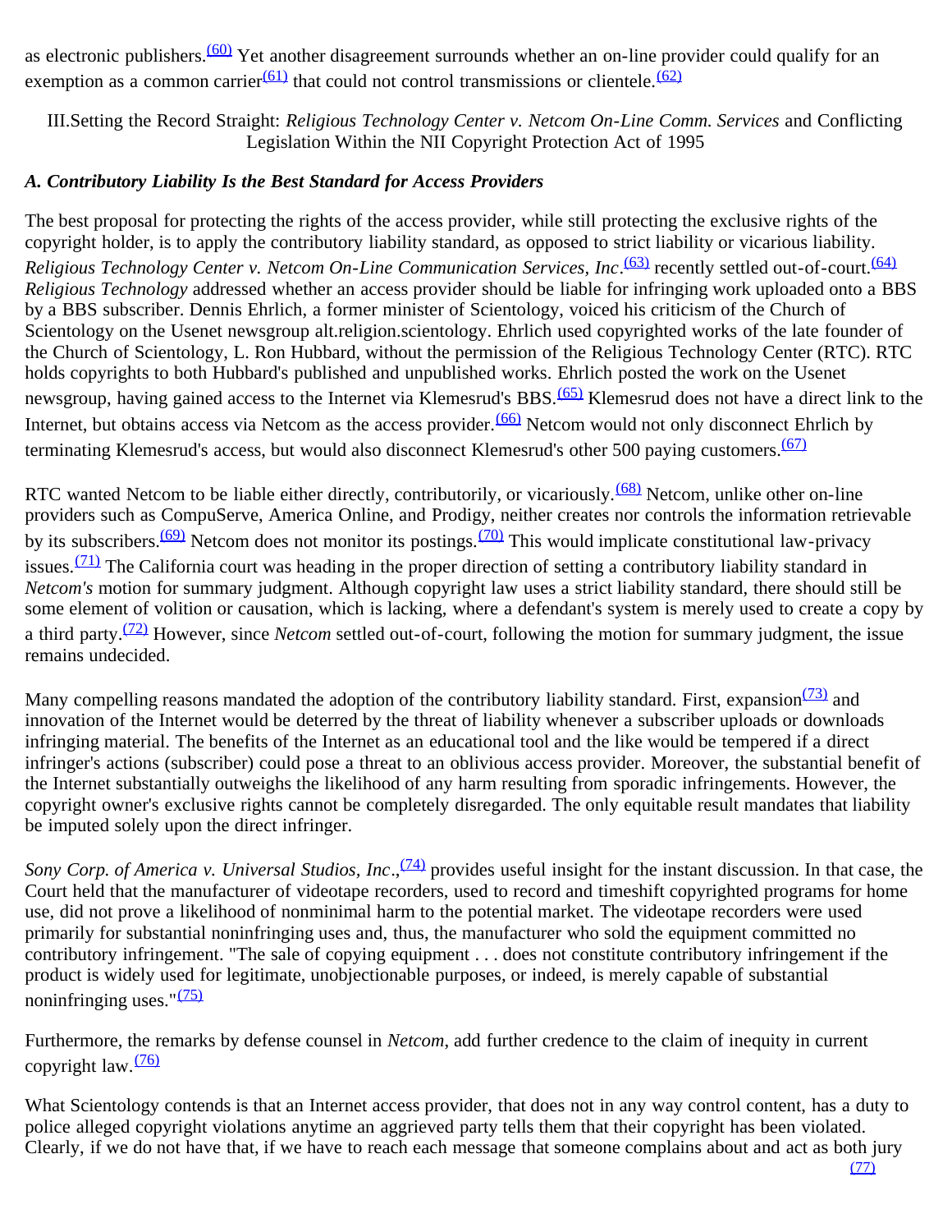as electronic publishers.[(60)] Yet another disagreement surrounds whether an on-line provider could qualify for an exemption as a common carrier[(61)] that could not control transmissions or clientele.[(62)]

## III.Setting the Record Straight: *Religious Technology Center v. Netcom On-Line Comm. Services* and Conflicting Legislation Within the NII Copyright Protection Act of 1995

### *A. Contributory Liability Is the Best Standard for Access Providers*

The best proposal for protecting the rights of the access provider, while still protecting the exclusive rights of the copyright holder, is to apply the contributory liability standard, as opposed to strict liability or vicarious liability. *Religious Technology Center v. Netcom On-Line Communication Services, Inc*.[(63)] recently settled out-of-court.[(64)] *Religious Technology* addressed whether an access provider should be liable for infringing work uploaded onto a BBS by a BBS subscriber. Dennis Ehrlich, a former minister of Scientology, voiced his criticism of the Church of Scientology on the Usenet newsgroup alt.religion.scientology. Ehrlich used copyrighted works of the late founder of the Church of Scientology, L. Ron Hubbard, without the permission of the Religious Technology Center (RTC). RTC holds copyrights to both Hubbard's published and unpublished works. Ehrlich posted the work on the Usenet newsgroup, having gained access to the Internet via Klemesrud's BBS.[(65)] Klemesrud does not have a direct link to the Internet, but obtains access via Netcom as the access provider.[(66)] Netcom would not only disconnect Ehrlich by terminating Klemesrud's access, but would also disconnect Klemesrud's other 500 paying customers.[(67)]

RTC wanted Netcom to be liable either directly, contributorily, or vicariously.[(68)] Netcom, unlike other on-line providers such as CompuServe, America Online, and Prodigy, neither creates nor controls the information retrievable by its subscribers.[(69)] Netcom does not monitor its postings.[(70)] This would implicate constitutional law-privacy issues.[(71)] The California court was heading in the proper direction of setting a contributory liability standard in *Netcom's* motion for summary judgment. Although copyright law uses a strict liability standard, there should still be some element of volition or causation, which is lacking, where a defendant's system is merely used to create a copy by a third party.[(72)] However, since *Netcom* settled out-of-court, following the motion for summary judgment, the issue remains undecided.

Many compelling reasons mandated the adoption of the contributory liability standard. First, expansion[(73)] and innovation of the Internet would be deterred by the threat of liability whenever a subscriber uploads or downloads infringing material. The benefits of the Internet as an educational tool and the like would be tempered if a direct infringer's actions (subscriber) could pose a threat to an oblivious access provider. Moreover, the substantial benefit of the Internet substantially outweighs the likelihood of any harm resulting from sporadic infringements. However, the copyright owner's exclusive rights cannot be completely disregarded. The only equitable result mandates that liability be imputed solely upon the direct infringer.

*Sony Corp. of America v. Universal Studios, Inc*.,[(74)] provides useful insight for the instant discussion. In that case, the Court held that the manufacturer of videotape recorders, used to record and timeshift copyrighted programs for home use, did not prove a likelihood of nonminimal harm to the potential market. The videotape recorders were used primarily for substantial noninfringing uses and, thus, the manufacturer who sold the equipment committed no contributory infringement. "The sale of copying equipment . . . does not constitute contributory infringement if the product is widely used for legitimate, unobjectionable purposes, or indeed, is merely capable of substantial noninfringing uses."[(75)]

Furthermore, the remarks by defense counsel in *Netcom*, add further credence to the claim of inequity in current copyright law.[(76)]

What Scientology contends is that an Internet access provider, that does not in any way control content, has a duty to police alleged copyright violations anytime an aggrieved party tells them that their copyright has been violated. Clearly, if we do not have that, if we have to reach each message that someone complains about and act as both jury [(77)]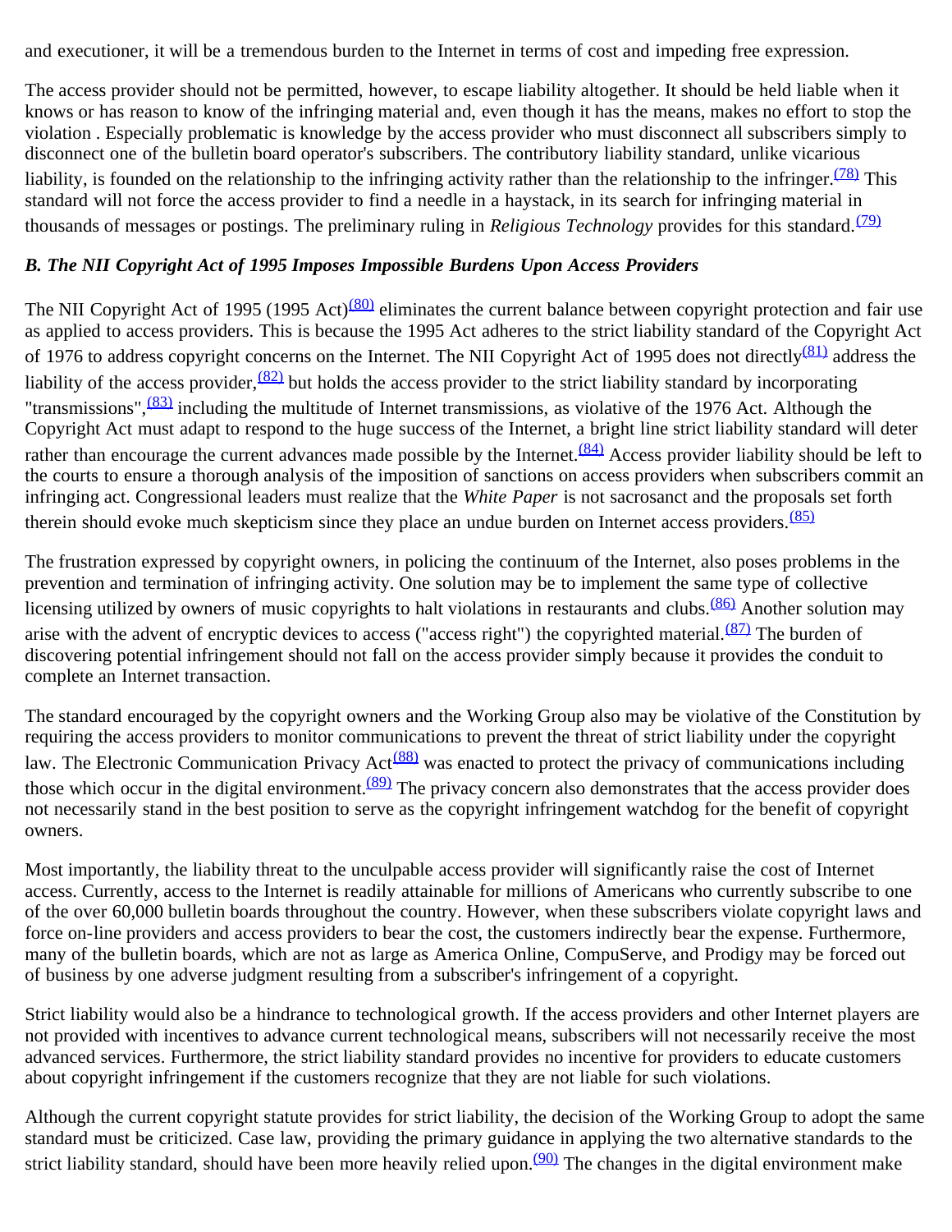and executioner, it will be a tremendous burden to the Internet in terms of cost and impeding free expression.

The access provider should not be permitted, however, to escape liability altogether. It should be held liable when it knows or has reason to know of the infringing material and, even though it has the means, makes no effort to stop the violation . Especially problematic is knowledge by the access provider who must disconnect all subscribers simply to disconnect one of the bulletin board operator's subscribers. The contributory liability standard, unlike vicarious liability, is founded on the relationship to the infringing activity rather than the relationship to the infringer.[(78)] This standard will not force the access provider to find a needle in a haystack, in its search for infringing material in thousands of messages or postings. The preliminary ruling in *Religious Technology* provides for this standard.[(79)]

### *B. The NII Copyright Act of 1995 Imposes Impossible Burdens Upon Access Providers*

The NII Copyright Act of 1995 (1995 Act)[(80)] eliminates the current balance between copyright protection and fair use as applied to access providers. This is because the 1995 Act adheres to the strict liability standard of the Copyright Act of 1976 to address copyright concerns on the Internet. The NII Copyright Act of 1995 does not directly[(81)] address the liability of the access provider,[(82)] but holds the access provider to the strict liability standard by incorporating "transmissions",[(83)] including the multitude of Internet transmissions, as violative of the 1976 Act. Although the Copyright Act must adapt to respond to the huge success of the Internet, a bright line strict liability standard will deter rather than encourage the current advances made possible by the Internet.[(84)] Access provider liability should be left to the courts to ensure a thorough analysis of the imposition of sanctions on access providers when subscribers commit an infringing act. Congressional leaders must realize that the *White Paper* is not sacrosanct and the proposals set forth therein should evoke much skepticism since they place an undue burden on Internet access providers.[(85)]

The frustration expressed by copyright owners, in policing the continuum of the Internet, also poses problems in the prevention and termination of infringing activity. One solution may be to implement the same type of collective licensing utilized by owners of music copyrights to halt violations in restaurants and clubs.[(86)] Another solution may arise with the advent of encryptic devices to access ("access right") the copyrighted material.[(87)] The burden of discovering potential infringement should not fall on the access provider simply because it provides the conduit to complete an Internet transaction.

The standard encouraged by the copyright owners and the Working Group also may be violative of the Constitution by requiring the access providers to monitor communications to prevent the threat of strict liability under the copyright law. The Electronic Communication Privacy Act[(88)] was enacted to protect the privacy of communications including those which occur in the digital environment.[(89)] The privacy concern also demonstrates that the access provider does not necessarily stand in the best position to serve as the copyright infringement watchdog for the benefit of copyright owners.

Most importantly, the liability threat to the unculpable access provider will significantly raise the cost of Internet access. Currently, access to the Internet is readily attainable for millions of Americans who currently subscribe to one of the over 60,000 bulletin boards throughout the country. However, when these subscribers violate copyright laws and force on-line providers and access providers to bear the cost, the customers indirectly bear the expense. Furthermore, many of the bulletin boards, which are not as large as America Online, CompuServe, and Prodigy may be forced out of business by one adverse judgment resulting from a subscriber's infringement of a copyright.

Strict liability would also be a hindrance to technological growth. If the access providers and other Internet players are not provided with incentives to advance current technological means, subscribers will not necessarily receive the most advanced services. Furthermore, the strict liability standard provides no incentive for providers to educate customers about copyright infringement if the customers recognize that they are not liable for such violations.

Although the current copyright statute provides for strict liability, the decision of the Working Group to adopt the same standard must be criticized. Case law, providing the primary guidance in applying the two alternative standards to the strict liability standard, should have been more heavily relied upon.[(90)] The changes in the digital environment make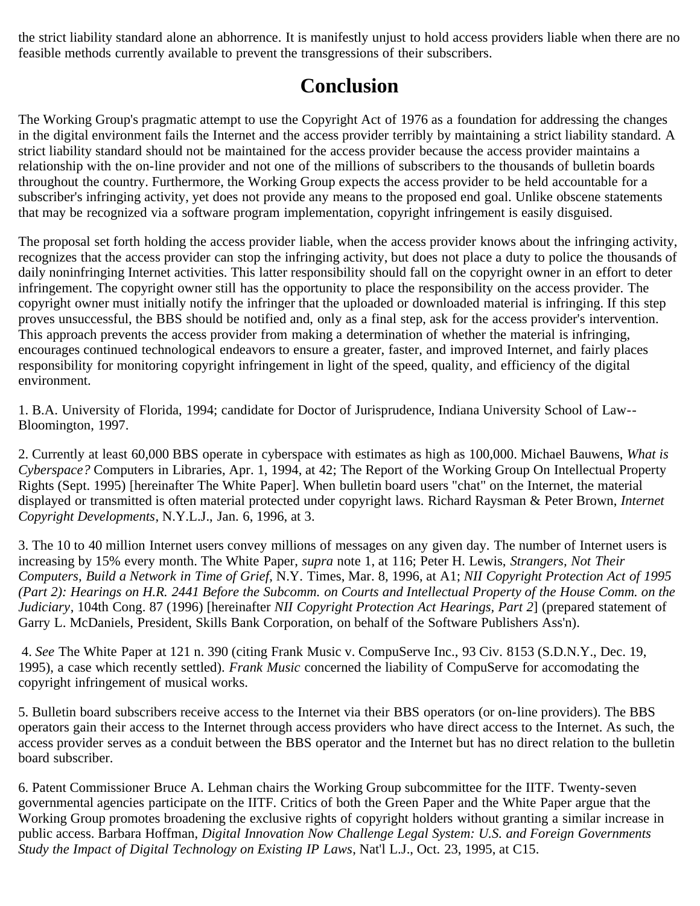the strict liability standard alone an abhorrence. It is manifestly unjust to hold access providers liable when there are no feasible methods currently available to prevent the transgressions of their subscribers.

## Conclusion

The Working Group's pragmatic attempt to use the Copyright Act of 1976 as a foundation for addressing the changes in the digital environment fails the Internet and the access provider terribly by maintaining a strict liability standard. A strict liability standard should not be maintained for the access provider because the access provider maintains a relationship with the on-line provider and not one of the millions of subscribers to the thousands of bulletin boards throughout the country. Furthermore, the Working Group expects the access provider to be held accountable for a subscriber's infringing activity, yet does not provide any means to the proposed end goal. Unlike obscene statements that may be recognized via a software program implementation, copyright infringement is easily disguised.

The proposal set forth holding the access provider liable, when the access provider knows about the infringing activity, recognizes that the access provider can stop the infringing activity, but does not place a duty to police the thousands of daily noninfringing Internet activities. This latter responsibility should fall on the copyright owner in an effort to deter infringement. The copyright owner still has the opportunity to place the responsibility on the access provider. The copyright owner must initially notify the infringer that the uploaded or downloaded material is infringing. If this step proves unsuccessful, the BBS should be notified and, only as a final step, ask for the access provider's intervention. This approach prevents the access provider from making a determination of whether the material is infringing, encourages continued technological endeavors to ensure a greater, faster, and improved Internet, and fairly places responsibility for monitoring copyright infringement in light of the speed, quality, and efficiency of the digital environment.

1. B.A. University of Florida, 1994; candidate for Doctor of Jurisprudence, Indiana University School of Law--Bloomington, 1997.

2. Currently at least 60,000 BBS operate in cyberspace with estimates as high as 100,000. Michael Bauwens, *What is Cyberspace?* Computers in Libraries, Apr. 1, 1994, at 42; The Report of the Working Group On Intellectual Property Rights (Sept. 1995) [hereinafter The White Paper]. When bulletin board users "chat" on the Internet, the material displayed or transmitted is often material protected under copyright laws. Richard Raysman & Peter Brown, *Internet Copyright Developments*, N.Y.L.J., Jan. 6, 1996, at 3.

3. The 10 to 40 million Internet users convey millions of messages on any given day. The number of Internet users is increasing by 15% every month. The White Paper, *supra* note 1, at 116; Peter H. Lewis, *Strangers, Not Their Computers, Build a Network in Time of Grief*, N.Y. Times, Mar. 8, 1996, at A1; *NII Copyright Protection Act of 1995 (Part 2): Hearings on H.R. 2441 Before the Subcomm. on Courts and Intellectual Property of the House Comm. on the Judiciary*, 104th Cong. 87 (1996) [hereinafter *NII Copyright Protection Act Hearings, Part 2*] (prepared statement of Garry L. McDaniels, President, Skills Bank Corporation, on behalf of the Software Publishers Ass'n).

4. *See* The White Paper at 121 n. 390 (citing Frank Music v. CompuServe Inc., 93 Civ. 8153 (S.D.N.Y., Dec. 19, 1995), a case which recently settled). *Frank Music* concerned the liability of CompuServe for accomodating the copyright infringement of musical works.

5. Bulletin board subscribers receive access to the Internet via their BBS operators (or on-line providers). The BBS operators gain their access to the Internet through access providers who have direct access to the Internet. As such, the access provider serves as a conduit between the BBS operator and the Internet but has no direct relation to the bulletin board subscriber.

6. Patent Commissioner Bruce A. Lehman chairs the Working Group subcommittee for the IITF. Twenty-seven governmental agencies participate on the IITF. Critics of both the Green Paper and the White Paper argue that the Working Group promotes broadening the exclusive rights of copyright holders without granting a similar increase in public access. Barbara Hoffman, *Digital Innovation Now Challenge Legal System: U.S. and Foreign Governments Study the Impact of Digital Technology on Existing IP Laws*, Nat'l L.J., Oct. 23, 1995, at C15.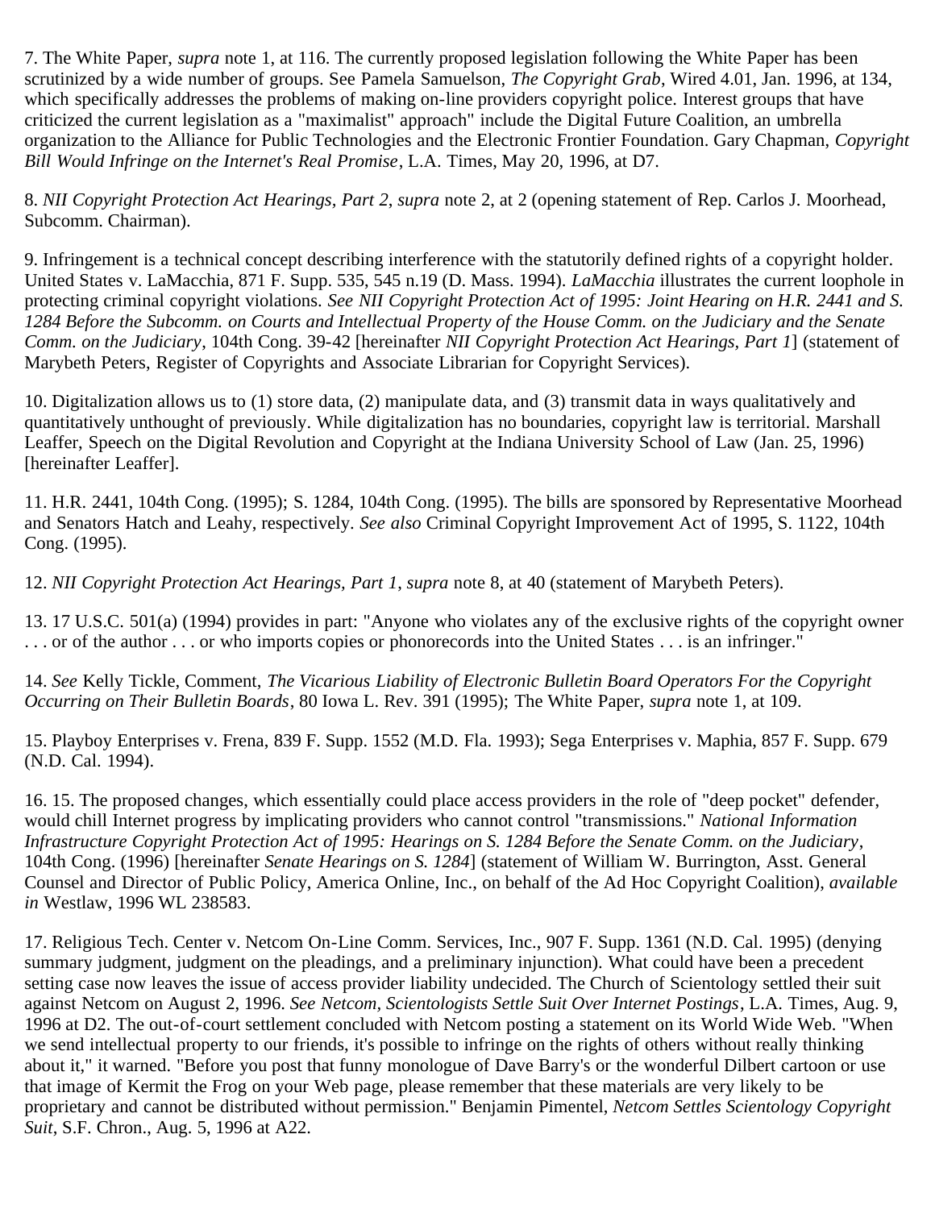7. The White Paper, *supra* note 1, at 116. The currently proposed legislation following the White Paper has been scrutinized by a wide number of groups. See Pamela Samuelson, *The Copyright Grab*, Wired 4.01, Jan. 1996, at 134, which specifically addresses the problems of making on-line providers copyright police. Interest groups that have criticized the current legislation as a "maximalist" approach" include the Digital Future Coalition, an umbrella organization to the Alliance for Public Technologies and the Electronic Frontier Foundation. Gary Chapman, *Copyright Bill Would Infringe on the Internet's Real Promise*, L.A. Times, May 20, 1996, at D7.

8. *NII Copyright Protection Act Hearings, Part 2*, *supra* note 2, at 2 (opening statement of Rep. Carlos J. Moorhead, Subcomm. Chairman).

9. Infringement is a technical concept describing interference with the statutorily defined rights of a copyright holder. United States v. LaMacchia, 871 F. Supp. 535, 545 n.19 (D. Mass. 1994). *LaMacchia* illustrates the current loophole in protecting criminal copyright violations. *See NII Copyright Protection Act of 1995: Joint Hearing on H.R. 2441 and S. 1284 Before the Subcomm. on Courts and Intellectual Property of the House Comm. on the Judiciary and the Senate Comm. on the Judiciary*, 104th Cong. 39-42 [hereinafter *NII Copyright Protection Act Hearings, Part 1*] (statement of Marybeth Peters, Register of Copyrights and Associate Librarian for Copyright Services).

10. Digitalization allows us to (1) store data, (2) manipulate data, and (3) transmit data in ways qualitatively and quantitatively unthought of previously. While digitalization has no boundaries, copyright law is territorial. Marshall Leaffer, Speech on the Digital Revolution and Copyright at the Indiana University School of Law (Jan. 25, 1996) [hereinafter Leaffer].

11. H.R. 2441, 104th Cong. (1995); S. 1284, 104th Cong. (1995). The bills are sponsored by Representative Moorhead and Senators Hatch and Leahy, respectively. *See also* Criminal Copyright Improvement Act of 1995, S. 1122, 104th Cong. (1995).

12. *NII Copyright Protection Act Hearings, Part 1*, *supra* note 8, at 40 (statement of Marybeth Peters).

13. 17 U.S.C. 501(a) (1994) provides in part: "Anyone who violates any of the exclusive rights of the copyright owner . . . or of the author . . . or who imports copies or phonorecords into the United States . . . is an infringer."

14. *See* Kelly Tickle, Comment, *The Vicarious Liability of Electronic Bulletin Board Operators For the Copyright Occurring on Their Bulletin Boards*, 80 Iowa L. Rev. 391 (1995); The White Paper, *supra* note 1, at 109.

15. Playboy Enterprises v. Frena, 839 F. Supp. 1552 (M.D. Fla. 1993); Sega Enterprises v. Maphia, 857 F. Supp. 679 (N.D. Cal. 1994).

16. 15. The proposed changes, which essentially could place access providers in the role of "deep pocket" defender, would chill Internet progress by implicating providers who cannot control "transmissions." *National Information Infrastructure Copyright Protection Act of 1995: Hearings on S. 1284 Before the Senate Comm. on the Judiciary*, 104th Cong. (1996) [hereinafter *Senate Hearings on S. 1284*] (statement of William W. Burrington, Asst. General Counsel and Director of Public Policy, America Online, Inc., on behalf of the Ad Hoc Copyright Coalition), *available in* Westlaw, 1996 WL 238583.

17. Religious Tech. Center v. Netcom On-Line Comm. Services, Inc., 907 F. Supp. 1361 (N.D. Cal. 1995) (denying summary judgment, judgment on the pleadings, and a preliminary injunction). What could have been a precedent setting case now leaves the issue of access provider liability undecided. The Church of Scientology settled their suit against Netcom on August 2, 1996. *See Netcom, Scientologists Settle Suit Over Internet Postings*, L.A. Times, Aug. 9, 1996 at D2. The out-of-court settlement concluded with Netcom posting a statement on its World Wide Web. "When we send intellectual property to our friends, it's possible to infringe on the rights of others without really thinking about it," it warned. "Before you post that funny monologue of Dave Barry's or the wonderful Dilbert cartoon or use that image of Kermit the Frog on your Web page, please remember that these materials are very likely to be proprietary and cannot be distributed without permission." Benjamin Pimentel, *Netcom Settles Scientology Copyright Suit*, S.F. Chron., Aug. 5, 1996 at A22.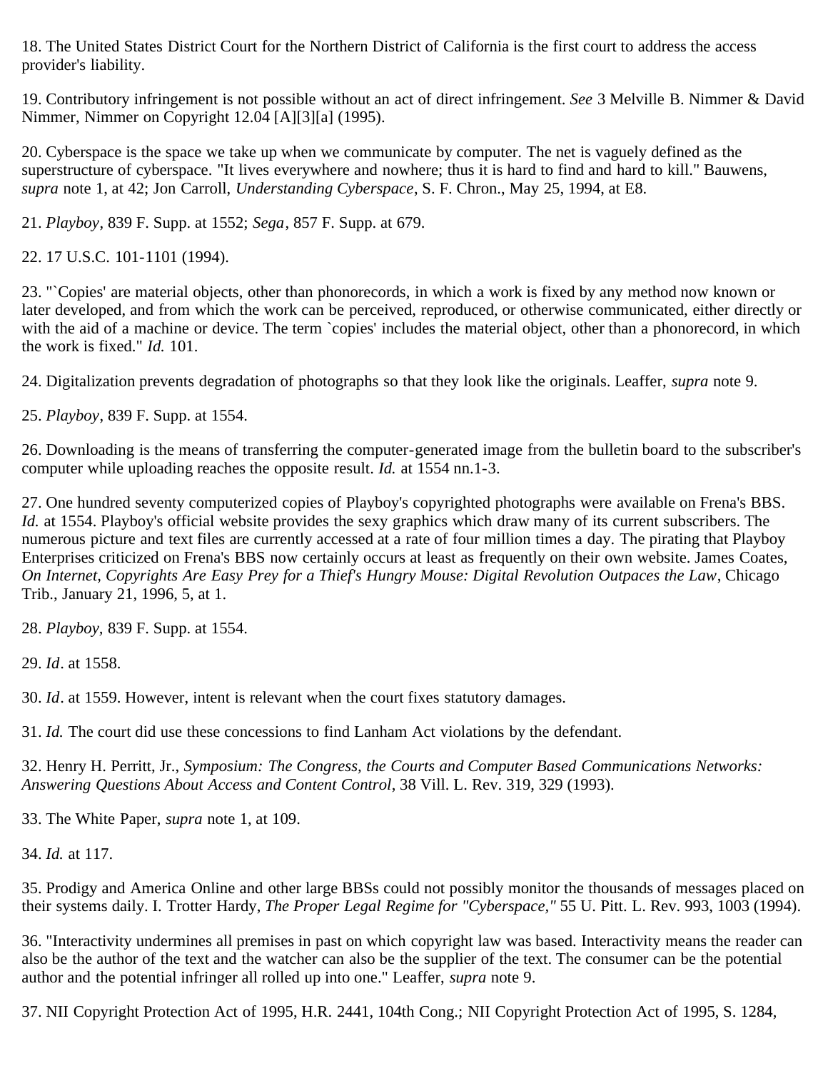18. The United States District Court for the Northern District of California is the first court to address the access provider's liability.

19. Contributory infringement is not possible without an act of direct infringement. *See* 3 Melville B. Nimmer & David Nimmer, Nimmer on Copyright 12.04 [A][3][a] (1995).

20. Cyberspace is the space we take up when we communicate by computer. The net is vaguely defined as the superstructure of cyberspace. "It lives everywhere and nowhere; thus it is hard to find and hard to kill." Bauwens, *supra* note 1, at 42; Jon Carroll, *Understanding Cyberspace*, S. F. Chron., May 25, 1994, at E8.

21. *Playboy*, 839 F. Supp. at 1552; *Sega*, 857 F. Supp. at 679.

22. 17 U.S.C. 101-1101 (1994).

23. "`Copies' are material objects, other than phonorecords, in which a work is fixed by any method now known or later developed, and from which the work can be perceived, reproduced, or otherwise communicated, either directly or with the aid of a machine or device. The term `copies' includes the material object, other than a phonorecord, in which the work is fixed." *Id.* 101.

24. Digitalization prevents degradation of photographs so that they look like the originals. Leaffer, *supra* note 9.

25. *Playboy*, 839 F. Supp. at 1554.

26. Downloading is the means of transferring the computer-generated image from the bulletin board to the subscriber's computer while uploading reaches the opposite result. *Id.* at 1554 nn.1-3.

27. One hundred seventy computerized copies of Playboy's copyrighted photographs were available on Frena's BBS. *Id.* at 1554. Playboy's official website provides the sexy graphics which draw many of its current subscribers. The numerous picture and text files are currently accessed at a rate of four million times a day. The pirating that Playboy Enterprises criticized on Frena's BBS now certainly occurs at least as frequently on their own website. James Coates, *On Internet, Copyrights Are Easy Prey for a Thief's Hungry Mouse: Digital Revolution Outpaces the Law*, Chicago Trib., January 21, 1996, 5, at 1.

28. *Playboy*, 839 F. Supp. at 1554.

29. *Id*. at 1558.

30. *Id*. at 1559. However, intent is relevant when the court fixes statutory damages.

31. *Id.* The court did use these concessions to find Lanham Act violations by the defendant.

32. Henry H. Perritt, Jr., *Symposium: The Congress, the Courts and Computer Based Communications Networks: Answering Questions About Access and Content Control*, 38 Vill. L. Rev. 319, 329 (1993).

33. The White Paper, *supra* note 1, at 109.

34. *Id.* at 117.

35. Prodigy and America Online and other large BBSs could not possibly monitor the thousands of messages placed on their systems daily. I. Trotter Hardy, *The Proper Legal Regime for "Cyberspace,"* 55 U. Pitt. L. Rev. 993, 1003 (1994).

36. "Interactivity undermines all premises in past on which copyright law was based. Interactivity means the reader can also be the author of the text and the watcher can also be the supplier of the text. The consumer can be the potential author and the potential infringer all rolled up into one." Leaffer, *supra* note 9.

37. NII Copyright Protection Act of 1995, H.R. 2441, 104th Cong.; NII Copyright Protection Act of 1995, S. 1284,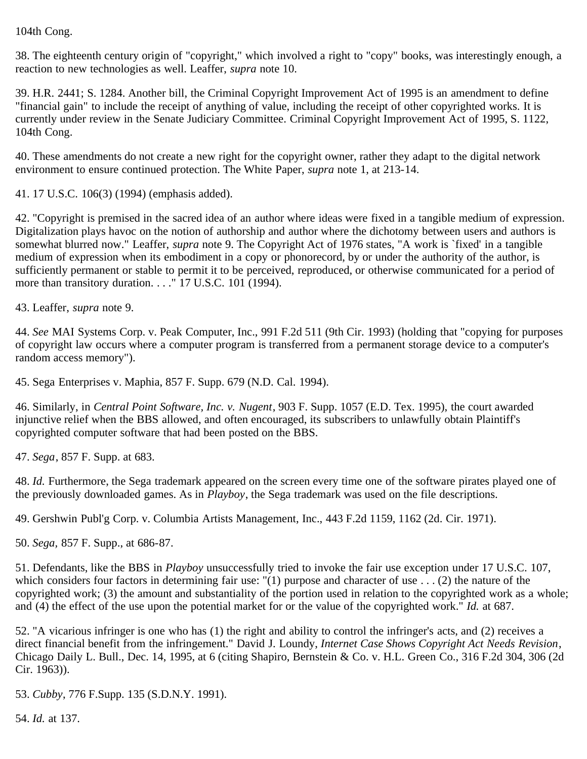104th Cong.

38. The eighteenth century origin of "copyright," which involved a right to "copy" books, was interestingly enough, a reaction to new technologies as well. Leaffer, *supra* note 10.

39. H.R. 2441; S. 1284. Another bill, the Criminal Copyright Improvement Act of 1995 is an amendment to define "financial gain" to include the receipt of anything of value, including the receipt of other copyrighted works. It is currently under review in the Senate Judiciary Committee. Criminal Copyright Improvement Act of 1995, S. 1122, 104th Cong.

40. These amendments do not create a new right for the copyright owner, rather they adapt to the digital network environment to ensure continued protection. The White Paper, *supra* note 1, at 213-14.

41. 17 U.S.C. 106(3) (1994) (emphasis added).

42. "Copyright is premised in the sacred idea of an author where ideas were fixed in a tangible medium of expression. Digitalization plays havoc on the notion of authorship and author where the dichotomy between users and authors is somewhat blurred now." Leaffer, *supra* note 9. The Copyright Act of 1976 states, "A work is `fixed' in a tangible medium of expression when its embodiment in a copy or phonorecord, by or under the authority of the author, is sufficiently permanent or stable to permit it to be perceived, reproduced, or otherwise communicated for a period of more than transitory duration. . . ." 17 U.S.C. 101 (1994).

43. Leaffer, *supra* note 9.

44. *See* MAI Systems Corp. v. Peak Computer, Inc., 991 F.2d 511 (9th Cir. 1993) (holding that "copying for purposes of copyright law occurs where a computer program is transferred from a permanent storage device to a computer's random access memory").

45. Sega Enterprises v. Maphia, 857 F. Supp. 679 (N.D. Cal. 1994).

46. Similarly, in *Central Point Software, Inc. v. Nugent*, 903 F. Supp. 1057 (E.D. Tex. 1995), the court awarded injunctive relief when the BBS allowed, and often encouraged, its subscribers to unlawfully obtain Plaintiff's copyrighted computer software that had been posted on the BBS.

47. *Sega*, 857 F. Supp. at 683.

48. *Id.* Furthermore, the Sega trademark appeared on the screen every time one of the software pirates played one of the previously downloaded games. As in *Playboy*, the Sega trademark was used on the file descriptions.

49. Gershwin Publ'g Corp. v. Columbia Artists Management, Inc., 443 F.2d 1159, 1162 (2d. Cir. 1971).

50. *Sega,* 857 F. Supp., at 686-87.

51. Defendants, like the BBS in *Playboy* unsuccessfully tried to invoke the fair use exception under 17 U.S.C. 107, which considers four factors in determining fair use: "(1) purpose and character of use . . . (2) the nature of the copyrighted work; (3) the amount and substantiality of the portion used in relation to the copyrighted work as a whole; and (4) the effect of the use upon the potential market for or the value of the copyrighted work." *Id.* at 687.

52. "A vicarious infringer is one who has (1) the right and ability to control the infringer's acts, and (2) receives a direct financial benefit from the infringement." David J. Loundy, *Internet Case Shows Copyright Act Needs Revision*, Chicago Daily L. Bull., Dec. 14, 1995, at 6 (citing Shapiro, Bernstein & Co. v. H.L. Green Co., 316 F.2d 304, 306 (2d Cir. 1963)).

53. *Cubby*, 776 F.Supp. 135 (S.D.N.Y. 1991).

54. *Id.* at 137.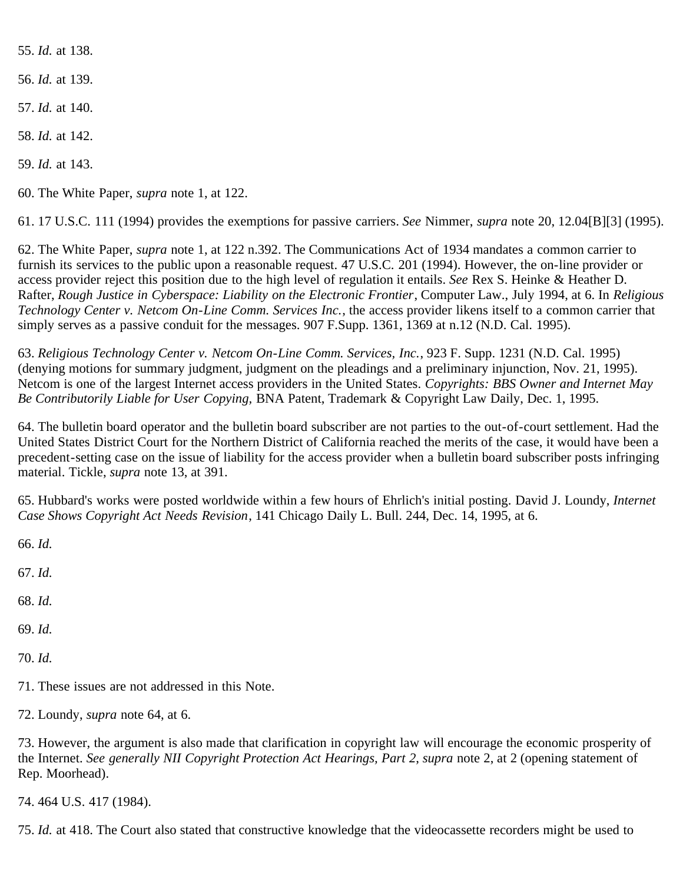55. *Id.* at 138.

56. *Id.* at 139.

57. *Id.* at 140.

58. *Id.* at 142.

59. *Id.* at 143.

60. The White Paper, *supra* note 1, at 122.

61. 17 U.S.C. 111 (1994) provides the exemptions for passive carriers. *See* Nimmer, *supra* note 20, 12.04[B][3] (1995).

62. The White Paper, *supra* note 1, at 122 n.392. The Communications Act of 1934 mandates a common carrier to furnish its services to the public upon a reasonable request. 47 U.S.C. 201 (1994). However, the on-line provider or access provider reject this position due to the high level of regulation it entails. *See* Rex S. Heinke & Heather D. Rafter, *Rough Justice in Cyberspace: Liability on the Electronic Frontier*, Computer Law., July 1994, at 6. In *Religious Technology Center v. Netcom On-Line Comm. Services Inc.*, the access provider likens itself to a common carrier that simply serves as a passive conduit for the messages. 907 F.Supp. 1361, 1369 at n.12 (N.D. Cal. 1995).

63. *Religious Technology Center v. Netcom On-Line Comm. Services, Inc.*, 923 F. Supp. 1231 (N.D. Cal. 1995) (denying motions for summary judgment, judgment on the pleadings and a preliminary injunction, Nov. 21, 1995). Netcom is one of the largest Internet access providers in the United States. *Copyrights: BBS Owner and Internet May Be Contributorily Liable for User Copying*, BNA Patent, Trademark & Copyright Law Daily, Dec. 1, 1995.

64. The bulletin board operator and the bulletin board subscriber are not parties to the out-of-court settlement. Had the United States District Court for the Northern District of California reached the merits of the case, it would have been a precedent-setting case on the issue of liability for the access provider when a bulletin board subscriber posts infringing material. Tickle, *supra* note 13, at 391.

65. Hubbard's works were posted worldwide within a few hours of Ehrlich's initial posting. David J. Loundy, *Internet Case Shows Copyright Act Needs Revision*, 141 Chicago Daily L. Bull. 244, Dec. 14, 1995, at 6.

66. *Id.*

67. *Id.*

68. *Id.*

69. *Id.*

70. *Id.*

71. These issues are not addressed in this Note.

72. Loundy, *supra* note 64, at 6.

73. However, the argument is also made that clarification in copyright law will encourage the economic prosperity of the Internet. *See generally NII Copyright Protection Act Hearings, Part 2*, *supra* note 2, at 2 (opening statement of Rep. Moorhead).

74. 464 U.S. 417 (1984).

75. *Id.* at 418. The Court also stated that constructive knowledge that the videocassette recorders might be used to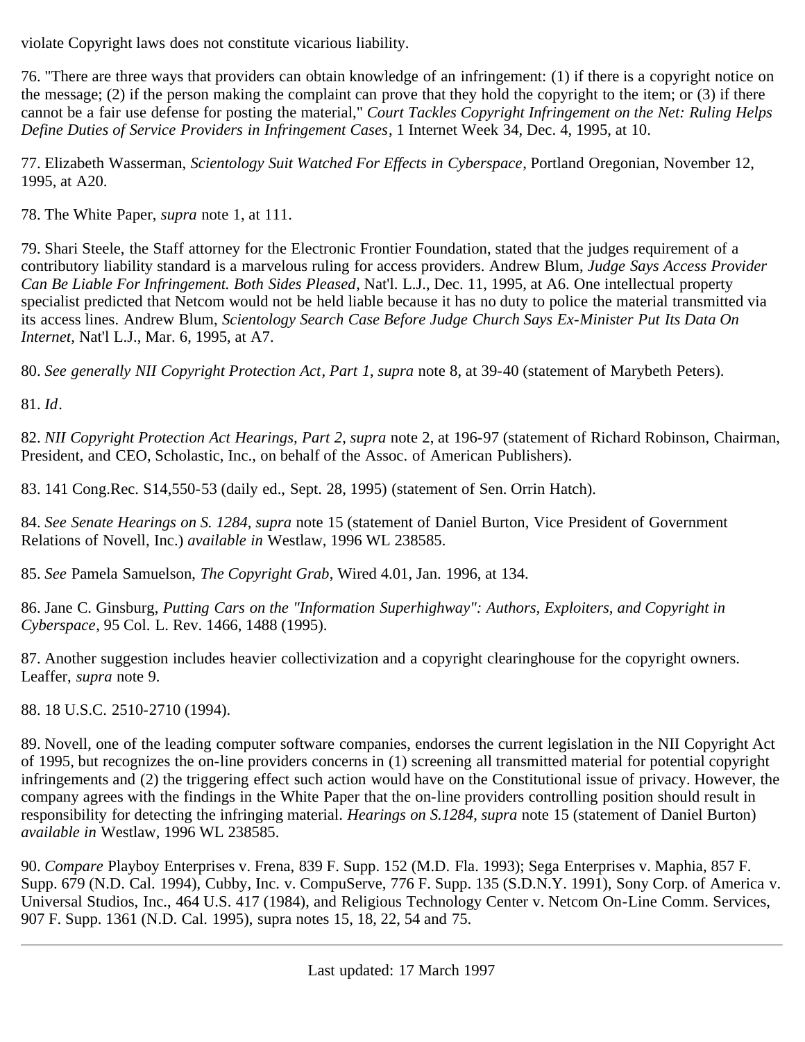violate Copyright laws does not constitute vicarious liability.

76. "There are three ways that providers can obtain knowledge of an infringement: (1) if there is a copyright notice on the message; (2) if the person making the complaint can prove that they hold the copyright to the item; or (3) if there cannot be a fair use defense for posting the material," *Court Tackles Copyright Infringement on the Net: Ruling Helps Define Duties of Service Providers in Infringement Cases*, 1 Internet Week 34, Dec. 4, 1995, at 10.

77. Elizabeth Wasserman, *Scientology Suit Watched For Effects in Cyberspace*, Portland Oregonian, November 12, 1995, at A20.

78. The White Paper, *supra* note 1, at 111.

79. Shari Steele, the Staff attorney for the Electronic Frontier Foundation, stated that the judges requirement of a contributory liability standard is a marvelous ruling for access providers. Andrew Blum, *Judge Says Access Provider Can Be Liable For Infringement. Both Sides Pleased*, Nat'l. L.J., Dec. 11, 1995, at A6. One intellectual property specialist predicted that Netcom would not be held liable because it has no duty to police the material transmitted via its access lines. Andrew Blum, *Scientology Search Case Before Judge Church Says Ex-Minister Put Its Data On Internet*, Nat'l L.J., Mar. 6, 1995, at A7.

80. *See generally NII Copyright Protection Act*, *Part 1*, *supra* note 8, at 39-40 (statement of Marybeth Peters).

81. *Id*.

82. *NII Copyright Protection Act Hearings, Part 2*, *supra* note 2, at 196-97 (statement of Richard Robinson, Chairman, President, and CEO, Scholastic, Inc., on behalf of the Assoc. of American Publishers).

83. 141 Cong.Rec. S14,550-53 (daily ed., Sept. 28, 1995) (statement of Sen. Orrin Hatch).

84. *See Senate Hearings on S. 1284*, *supra* note 15 (statement of Daniel Burton, Vice President of Government Relations of Novell, Inc.) *available in* Westlaw, 1996 WL 238585.

85. *See* Pamela Samuelson, *The Copyright Grab*, Wired 4.01, Jan. 1996, at 134.

86. Jane C. Ginsburg, *Putting Cars on the "Information Superhighway": Authors, Exploiters, and Copyright in Cyberspace*, 95 Col. L. Rev. 1466, 1488 (1995).

87. Another suggestion includes heavier collectivization and a copyright clearinghouse for the copyright owners. Leaffer, *supra* note 9.

88. 18 U.S.C. 2510-2710 (1994).

89. Novell, one of the leading computer software companies, endorses the current legislation in the NII Copyright Act of 1995, but recognizes the on-line providers concerns in (1) screening all transmitted material for potential copyright infringements and (2) the triggering effect such action would have on the Constitutional issue of privacy. However, the company agrees with the findings in the White Paper that the on-line providers controlling position should result in responsibility for detecting the infringing material. *Hearings on S.1284*, *supra* note 15 (statement of Daniel Burton) *available in* Westlaw, 1996 WL 238585.

90. *Compare* Playboy Enterprises v. Frena, 839 F. Supp. 152 (M.D. Fla. 1993); Sega Enterprises v. Maphia, 857 F. Supp. 679 (N.D. Cal. 1994), Cubby, Inc. v. CompuServe, 776 F. Supp. 135 (S.D.N.Y. 1991), Sony Corp. of America v. Universal Studios, Inc., 464 U.S. 417 (1984), and Religious Technology Center v. Netcom On-Line Comm. Services, 907 F. Supp. 1361 (N.D. Cal. 1995), supra notes 15, 18, 22, 54 and 75.

---

Last updated: 17 March 1997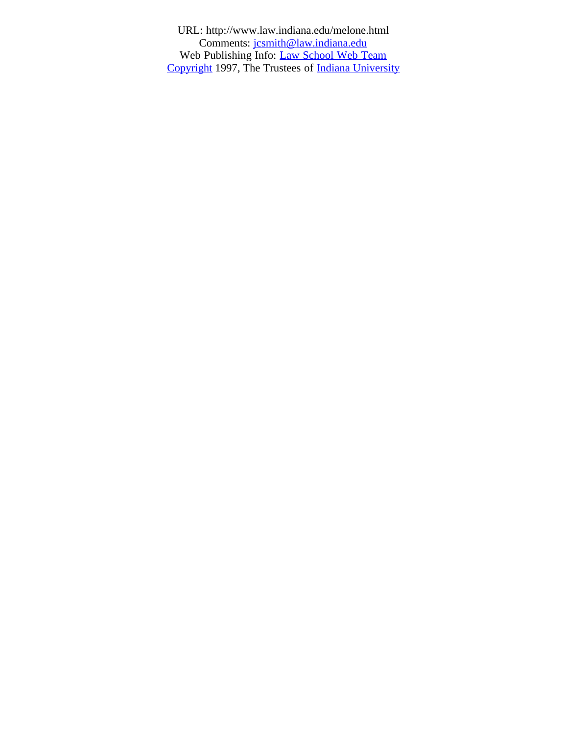URL: http://www.law.indiana.edu/melone.html
Comments: jcsmith@law.indiana.edu
Web Publishing Info: Law School Web Team
Copyright 1997, The Trustees of Indiana University